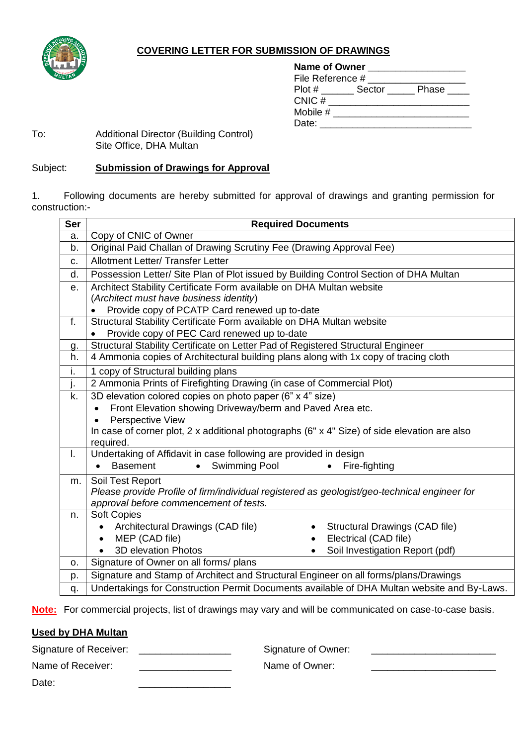## COVERING LETTER FOR SUBMISSION OF DRAWINGS

**Name of Owner** ________________
File Reference # ________________
Plot # ______ Sector _____ Phase ____
CNIC # ________________________
Mobile # _______________________
Date: __________________________

To: Additional Director (Building Control)
Site Office, DHA Multan

Subject: **Submission of Drawings for Approval**

1. Following documents are hereby submitted for approval of drawings and granting permission for construction:-

| Ser | Required Documents |
|---|---|
| a. | Copy of CNIC of Owner |
| b. | Original Paid Challan of Drawing Scrutiny Fee (Drawing Approval Fee) |
| c. | Allotment Letter/ Transfer Letter |
| d. | Possession Letter/ Site Plan of Plot issued by Building Control Section of DHA Multan |
| e. | Architect Stability Certificate Form available on DHA Multan website (*Architect must have business identity*)<br>• Provide copy of PCATP Card renewed up to-date |
| f. | Structural Stability Certificate Form available on DHA Multan website<br>• Provide copy of PEC Card renewed up to-date |
| g. | Structural Stability Certificate on Letter Pad of Registered Structural Engineer |
| h. | 4 Ammonia copies of Architectural building plans along with 1x copy of tracing cloth |
| i. | 1 copy of Structural building plans |
| j. | 2 Ammonia Prints of Firefighting Drawing (in case of Commercial Plot) |
| k. | 3D elevation colored copies on photo paper (6" x 4" size)<br>• Front Elevation showing Driveway/berm and Paved Area etc.<br>• Perspective View<br>In case of corner plot, 2 x additional photographs (6" x 4" Size) of side elevation are also required. |
| l. | Undertaking of Affidavit in case following are provided in design<br>• Basement • Swimming Pool • Fire-fighting |
| m. | Soil Test Report<br>*Please provide Profile of firm/individual registered as geologist/geo-technical engineer for approval before commencement of tests.* |
| n. | Soft Copies<br>• Architectural Drawings (CAD file)<br>• Structural Drawings (CAD file)<br>• MEP (CAD file)<br>• Electrical (CAD file)<br>• 3D elevation Photos<br>• Soil Investigation Report (pdf) |
| o. | Signature of Owner on all forms/ plans |
| p. | Signature and Stamp of Architect and Structural Engineer on all forms/plans/Drawings |
| q. | Undertakings for Construction Permit Documents available of DHA Multan website and By-Laws. |

**Note:** For commercial projects, list of drawings may vary and will be communicated on case-to-case basis.

**Used by DHA Multan**

Signature of Receiver: ________________ Signature of Owner: ____________________

Name of Receiver: ________________ Name of Owner: ____________________

Date: ________________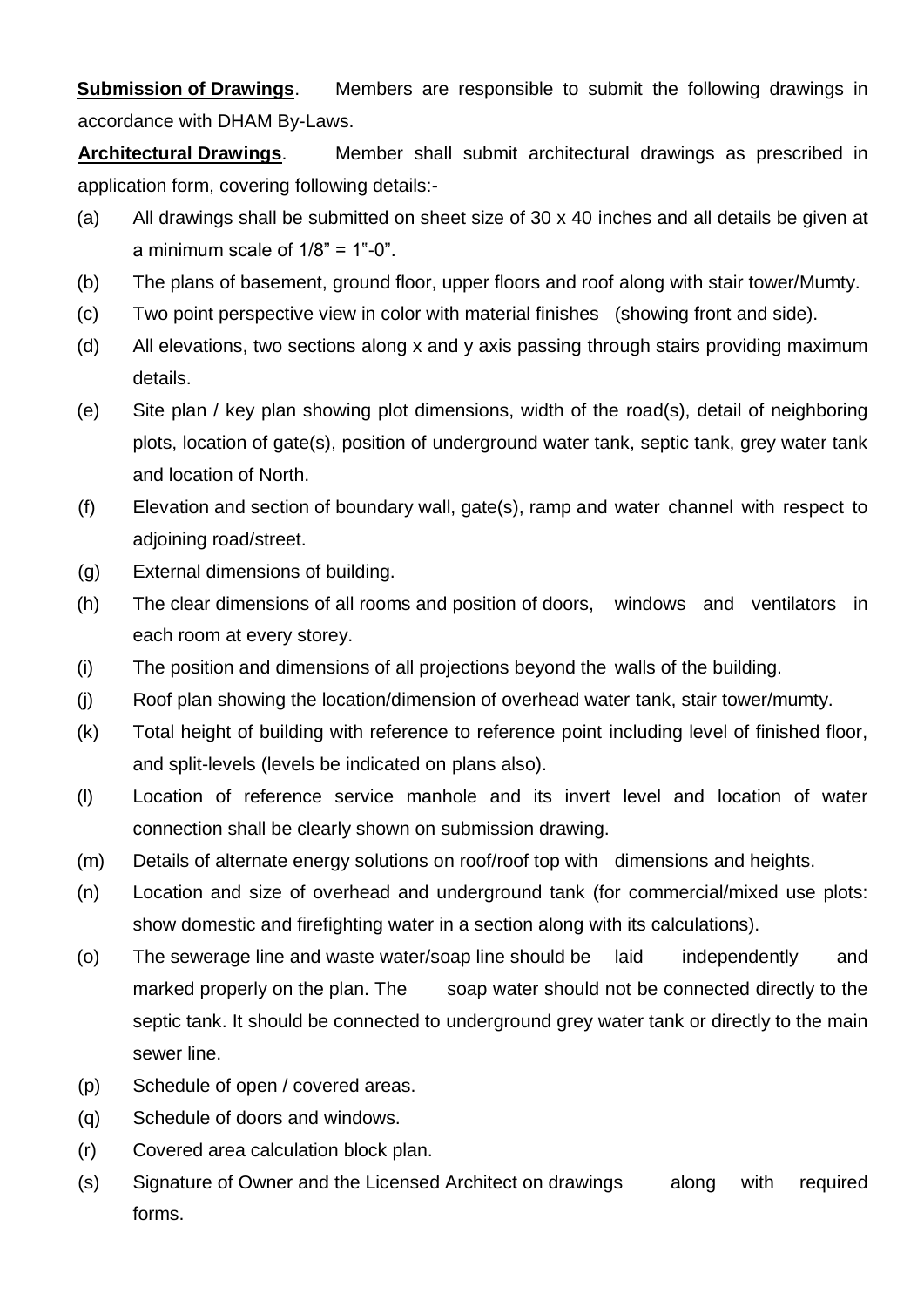**Submission of Drawings**. Members are responsible to submit the following drawings in accordance with DHAM By-Laws.

**Architectural Drawings**. Member shall submit architectural drawings as prescribed in application form, covering following details:-

(a) All drawings shall be submitted on sheet size of 30 x 40 inches and all details be given at a minimum scale of 1/8" = 1"-0".

(b) The plans of basement, ground floor, upper floors and roof along with stair tower/Mumty.

(c) Two point perspective view in color with material finishes (showing front and side).

(d) All elevations, two sections along x and y axis passing through stairs providing maximum details.

(e) Site plan / key plan showing plot dimensions, width of the road(s), detail of neighboring plots, location of gate(s), position of underground water tank, septic tank, grey water tank and location of North.

(f) Elevation and section of boundary wall, gate(s), ramp and water channel with respect to adjoining road/street.

(g) External dimensions of building.

(h) The clear dimensions of all rooms and position of doors, windows and ventilators in each room at every storey.

(i) The position and dimensions of all projections beyond the walls of the building.

(j) Roof plan showing the location/dimension of overhead water tank, stair tower/mumty.

(k) Total height of building with reference to reference point including level of finished floor, and split-levels (levels be indicated on plans also).

(l) Location of reference service manhole and its invert level and location of water connection shall be clearly shown on submission drawing.

(m) Details of alternate energy solutions on roof/roof top with dimensions and heights.

(n) Location and size of overhead and underground tank (for commercial/mixed use plots: show domestic and firefighting water in a section along with its calculations).

(o) The sewerage line and waste water/soap line should be laid independently and marked properly on the plan. The soap water should not be connected directly to the septic tank. It should be connected to underground grey water tank or directly to the main sewer line.

(p) Schedule of open / covered areas.

(q) Schedule of doors and windows.

(r) Covered area calculation block plan.

(s) Signature of Owner and the Licensed Architect on drawings along with required forms.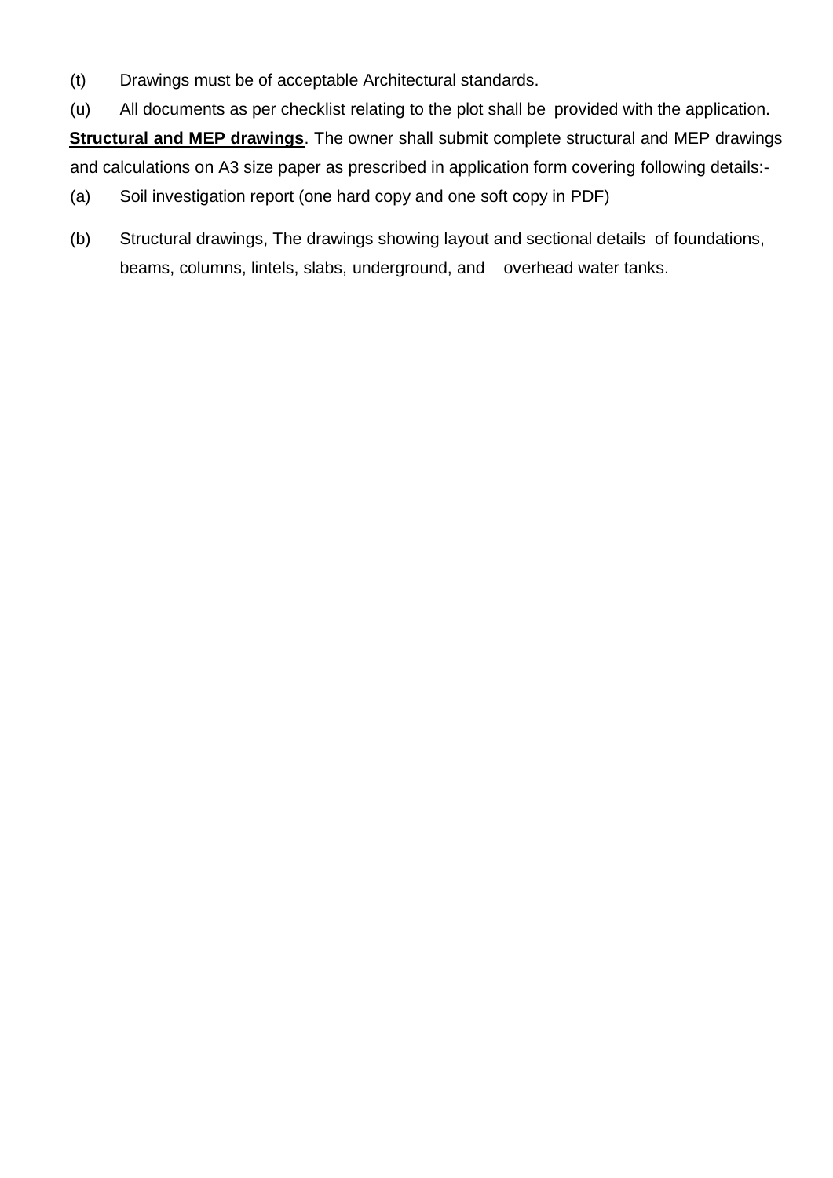(t) Drawings must be of acceptable Architectural standards.

(u) All documents as per checklist relating to the plot shall be provided with the application.

**Structural and MEP drawings**. The owner shall submit complete structural and MEP drawings and calculations on A3 size paper as prescribed in application form covering following details:-

(a) Soil investigation report (one hard copy and one soft copy in PDF)

(b) Structural drawings, The drawings showing layout and sectional details of foundations, beams, columns, lintels, slabs, underground, and overhead water tanks.